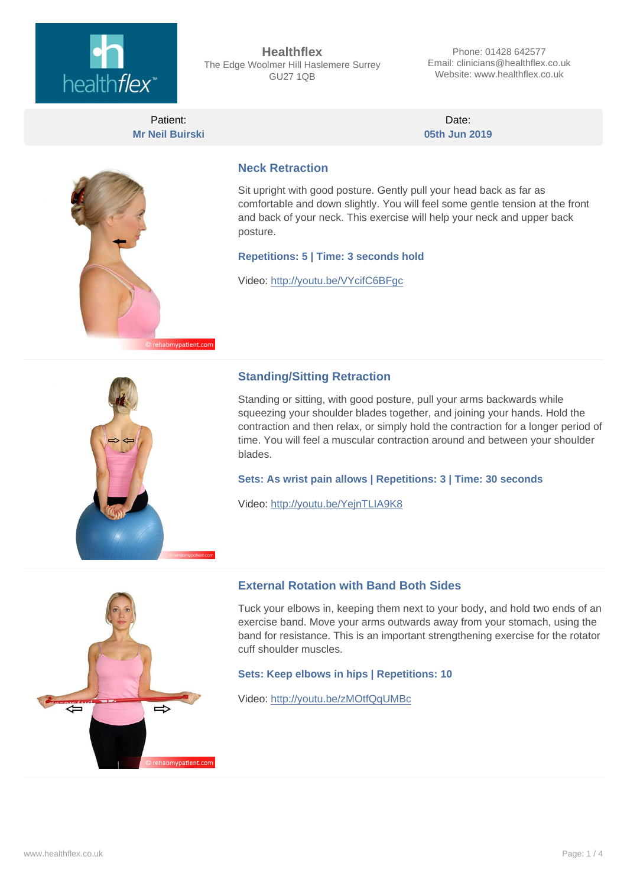**Healthflex**
The Edge Woolmer Hill Haslemere Surrey
GU27 1QB

Phone: 01428 642577
Email: clinicians@healthflex.co.uk
Website: www.healthflex.co.uk

| Patient: | Date: |
| --- | --- |
| **Mr Neil Buirski** | **05th Jun 2019** |

## Neck Retraction

Sit upright with good posture. Gently pull your head back as far as comfortable and down slightly. You will feel some gentle tension at the front and back of your neck. This exercise will help your neck and upper back posture.

**Repetitions: 5 | Time: 3 seconds hold**

Video: http://youtu.be/VYcifC6BFgc

## Standing/Sitting Retraction

Standing or sitting, with good posture, pull your arms backwards while squeezing your shoulder blades together, and joining your hands. Hold the contraction and then relax, or simply hold the contraction for a longer period of time. You will feel a muscular contraction around and between your shoulder blades.

**Sets: As wrist pain allows | Repetitions: 3 | Time: 30 seconds**

Video: http://youtu.be/YejnTLIA9K8

## External Rotation with Band Both Sides

Tuck your elbows in, keeping them next to your body, and hold two ends of an exercise band. Move your arms outwards away from your stomach, using the band for resistance. This is an important strengthening exercise for the rotator cuff shoulder muscles.

**Sets: Keep elbows in hips | Repetitions: 10**

Video: http://youtu.be/zMOtfQqUMBc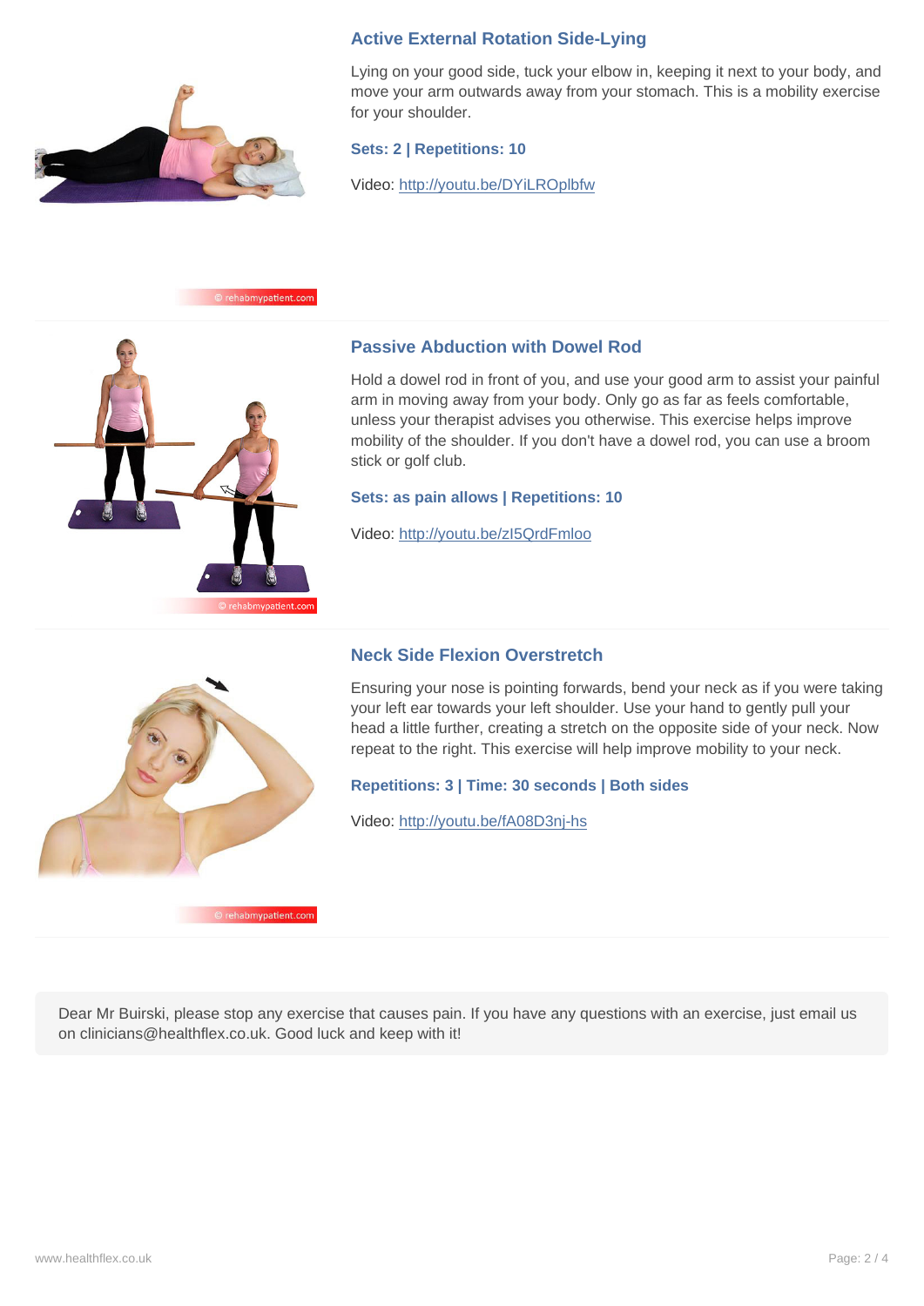## Active External Rotation Side-Lying

Lying on your good side, tuck your elbow in, keeping it next to your body, and move your arm outwards away from your stomach. This is a mobility exercise for your shoulder.

**Sets: 2 | Repetitions: 10**

Video: http://youtu.be/DYiLROplbfw

© rehabmypatient.com

## Passive Abduction with Dowel Rod

Hold a dowel rod in front of you, and use your good arm to assist your painful arm in moving away from your body. Only go as far as feels comfortable, unless your therapist advises you otherwise. This exercise helps improve mobility of the shoulder. If you don't have a dowel rod, you can use a broom stick or golf club.

**Sets: as pain allows | Repetitions: 10**

Video: http://youtu.be/zI5QrdFmloo

© rehabmypatient.com

## Neck Side Flexion Overstretch

Ensuring your nose is pointing forwards, bend your neck as if you were taking your left ear towards your left shoulder. Use your hand to gently pull your head a little further, creating a stretch on the opposite side of your neck. Now repeat to the right. This exercise will help improve mobility to your neck.

**Repetitions: 3 | Time: 30 seconds | Both sides**

Video: http://youtu.be/fA08D3nj-hs

© rehabmypatient.com

Dear Mr Buirski, please stop any exercise that causes pain. If you have any questions with an exercise, just email us on clinicians@healthflex.co.uk. Good luck and keep with it!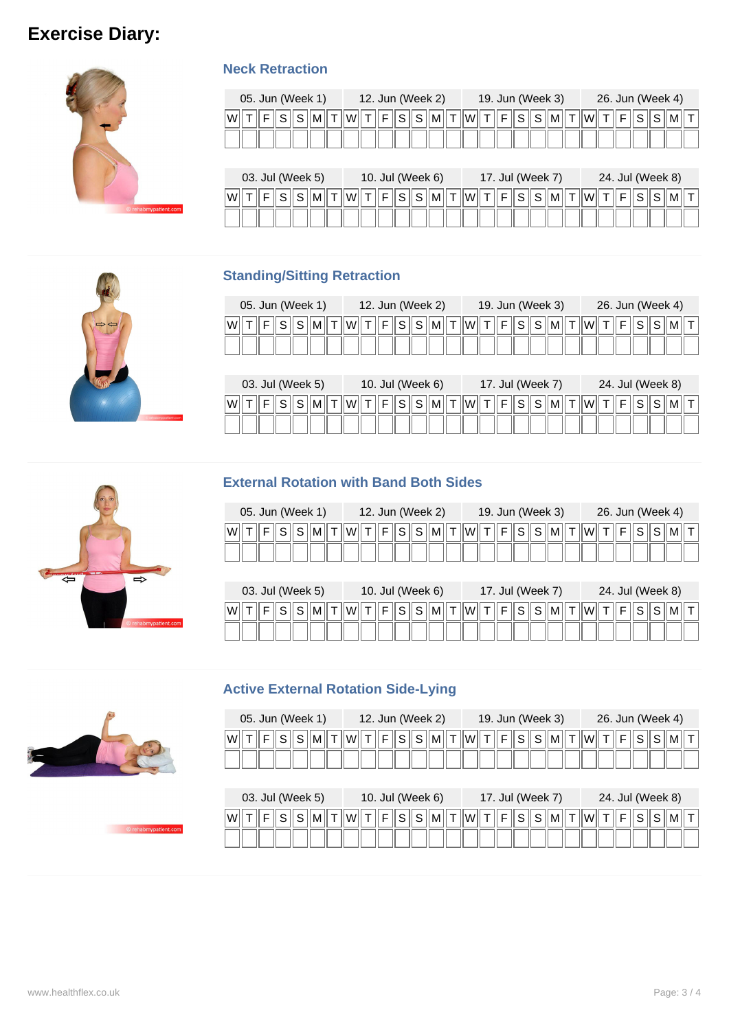## Exercise Diary:

### Neck Retraction

| 05. Jun (Week 1) | | | | | | | 12. Jun (Week 2) | | | | | | | 19. Jun (Week 3) | | | | | | | 26. Jun (Week 4) | | | | | | |
|---|---|---|---|---|---|---|---|---|---|---|---|---|---|---|---|---|---|---|---|---|---|---|---|---|---|---|---|
| W | T | F | S | S | M | T | W | T | F | S | S | M | T | W | T | F | S | S | M | T | W | T | F | S | S | M | T |
| | | | | | | | | | | | | | | | | | | | | | | | | | | | |

| 03. Jul (Week 5) | | | | | | | 10. Jul (Week 6) | | | | | | | 17. Jul (Week 7) | | | | | | | 24. Jul (Week 8) | | | | | | |
|---|---|---|---|---|---|---|---|---|---|---|---|---|---|---|---|---|---|---|---|---|---|---|---|---|---|---|---|
| W | T | F | S | S | M | T | W | T | F | S | S | M | T | W | T | F | S | S | M | T | W | T | F | S | S | M | T |
| | | | | | | | | | | | | | | | | | | | | | | | | | | | |

### Standing/Sitting Retraction

| 05. Jun (Week 1) | | | | | | | 12. Jun (Week 2) | | | | | | | 19. Jun (Week 3) | | | | | | | 26. Jun (Week 4) | | | | | | |
|---|---|---|---|---|---|---|---|---|---|---|---|---|---|---|---|---|---|---|---|---|---|---|---|---|---|---|---|
| W | T | F | S | S | M | T | W | T | F | S | S | M | T | W | T | F | S | S | M | T | W | T | F | S | S | M | T |
| | | | | | | | | | | | | | | | | | | | | | | | | | | | |

| 03. Jul (Week 5) | | | | | | | 10. Jul (Week 6) | | | | | | | 17. Jul (Week 7) | | | | | | | 24. Jul (Week 8) | | | | | | |
|---|---|---|---|---|---|---|---|---|---|---|---|---|---|---|---|---|---|---|---|---|---|---|---|---|---|---|---|
| W | T | F | S | S | M | T | W | T | F | S | S | M | T | W | T | F | S | S | M | T | W | T | F | S | S | M | T |
| | | | | | | | | | | | | | | | | | | | | | | | | | | | |

### External Rotation with Band Both Sides

| 05. Jun (Week 1) | | | | | | | 12. Jun (Week 2) | | | | | | | 19. Jun (Week 3) | | | | | | | 26. Jun (Week 4) | | | | | | |
|---|---|---|---|---|---|---|---|---|---|---|---|---|---|---|---|---|---|---|---|---|---|---|---|---|---|---|---|
| W | T | F | S | S | M | T | W | T | F | S | S | M | T | W | T | F | S | S | M | T | W | T | F | S | S | M | T |
| | | | | | | | | | | | | | | | | | | | | | | | | | | | |

| 03. Jul (Week 5) | | | | | | | 10. Jul (Week 6) | | | | | | | 17. Jul (Week 7) | | | | | | | 24. Jul (Week 8) | | | | | | |
|---|---|---|---|---|---|---|---|---|---|---|---|---|---|---|---|---|---|---|---|---|---|---|---|---|---|---|---|
| W | T | F | S | S | M | T | W | T | F | S | S | M | T | W | T | F | S | S | M | T | W | T | F | S | S | M | T |
| | | | | | | | | | | | | | | | | | | | | | | | | | | | |

### Active External Rotation Side-Lying

| 05. Jun (Week 1) | | | | | | | 12. Jun (Week 2) | | | | | | | 19. Jun (Week 3) | | | | | | | 26. Jun (Week 4) | | | | | | |
|---|---|---|---|---|---|---|---|---|---|---|---|---|---|---|---|---|---|---|---|---|---|---|---|---|---|---|---|
| W | T | F | S | S | M | T | W | T | F | S | S | M | T | W | T | F | S | S | M | T | W | T | F | S | S | M | T |
| | | | | | | | | | | | | | | | | | | | | | | | | | | | |

| 03. Jul (Week 5) | | | | | | | 10. Jul (Week 6) | | | | | | | 17. Jul (Week 7) | | | | | | | 24. Jul (Week 8) | | | | | | |
|---|---|---|---|---|---|---|---|---|---|---|---|---|---|---|---|---|---|---|---|---|---|---|---|---|---|---|---|
| W | T | F | S | S | M | T | W | T | F | S | S | M | T | W | T | F | S | S | M | T | W | T | F | S | S | M | T |
| | | | | | | | | | | | | | | | | | | | | | | | | | | | |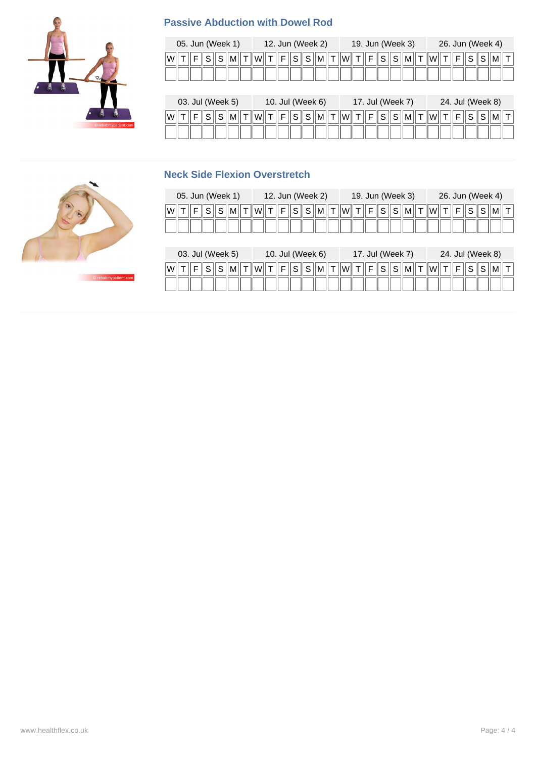## Passive Abduction with Dowel Rod

| 05. Jun (Week 1) | | | | | | | 12. Jun (Week 2) | | | | | | | 19. Jun (Week 3) | | | | | | | 26. Jun (Week 4) | | | | | | |
|---|---|---|---|---|---|---|---|---|---|---|---|---|---|---|---|---|---|---|---|---|---|---|---|---|---|---|---|
| W | T | F | S | S | M | T | W | T | F | S | S | M | T | W | T | F | S | S | M | T | W | T | F | S | S | M | T |
| | | | | | | | | | | | | | | | | | | | | | | | | | | | |

| 03. Jul (Week 5) | | | | | | | 10. Jul (Week 6) | | | | | | | 17. Jul (Week 7) | | | | | | | 24. Jul (Week 8) | | | | | | |
|---|---|---|---|---|---|---|---|---|---|---|---|---|---|---|---|---|---|---|---|---|---|---|---|---|---|---|---|
| W | T | F | S | S | M | T | W | T | F | S | S | M | T | W | T | F | S | S | M | T | W | T | F | S | S | M | T |
| | | | | | | | | | | | | | | | | | | | | | | | | | | | |

## Neck Side Flexion Overstretch

| 05. Jun (Week 1) | | | | | | | 12. Jun (Week 2) | | | | | | | 19. Jun (Week 3) | | | | | | | 26. Jun (Week 4) | | | | | | |
|---|---|---|---|---|---|---|---|---|---|---|---|---|---|---|---|---|---|---|---|---|---|---|---|---|---|---|---|
| W | T | F | S | S | M | T | W | T | F | S | S | M | T | W | T | F | S | S | M | T | W | T | F | S | S | M | T |
| | | | | | | | | | | | | | | | | | | | | | | | | | | | |

| 03. Jul (Week 5) | | | | | | | 10. Jul (Week 6) | | | | | | | 17. Jul (Week 7) | | | | | | | 24. Jul (Week 8) | | | | | | |
|---|---|---|---|---|---|---|---|---|---|---|---|---|---|---|---|---|---|---|---|---|---|---|---|---|---|---|---|
| W | T | F | S | S | M | T | W | T | F | S | S | M | T | W | T | F | S | S | M | T | W | T | F | S | S | M | T |
| | | | | | | | | | | | | | | | | | | | | | | | | | | | |